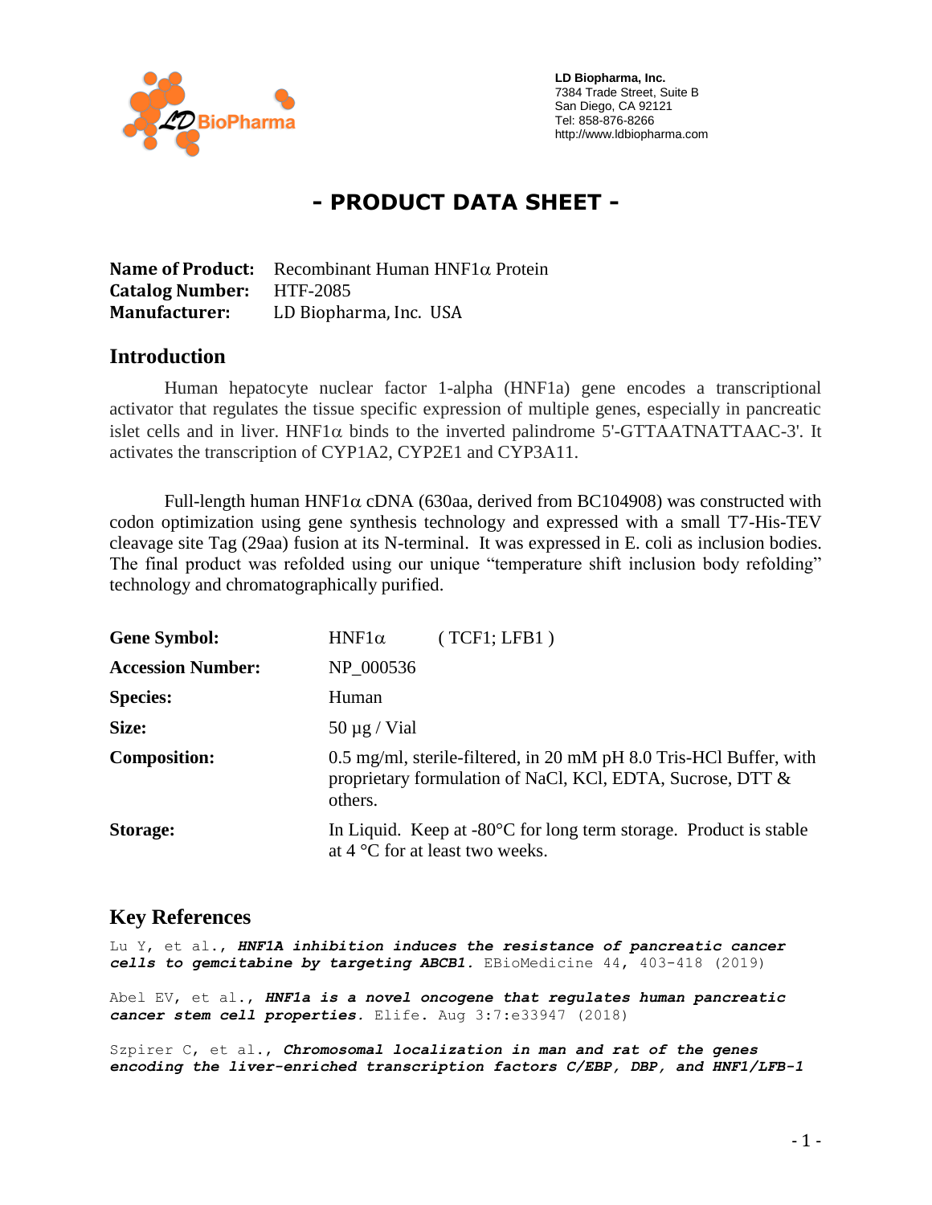**LD Biopharma, Inc.**
7384 Trade Street, Suite B
San Diego, CA 92121
Tel: 858-876-8266
http://www.ldbiopharma.com

# - PRODUCT DATA SHEET -

**Name of Product:** Recombinant Human HNF1α Protein
**Catalog Number:** HTF-2085
**Manufacturer:** LD Biopharma, Inc. USA

## Introduction

Human hepatocyte nuclear factor 1-alpha (HNF1a) gene encodes a transcriptional activator that regulates the tissue specific expression of multiple genes, especially in pancreatic islet cells and in liver. HNF1α binds to the inverted palindrome 5'-GTTAATNATTAAC-3'. It activates the transcription of CYP1A2, CYP2E1 and CYP3A11.

Full-length human HNF1α cDNA (630aa, derived from BC104908) was constructed with codon optimization using gene synthesis technology and expressed with a small T7-His-TEV cleavage site Tag (29aa) fusion at its N-terminal. It was expressed in E. coli as inclusion bodies. The final product was refolded using our unique "temperature shift inclusion body refolding" technology and chromatographically purified.

| | |
|---|---|
| **Gene Symbol:** | HNF1α ( TCF1; LFB1 ) |
| **Accession Number:** | NP_000536 |
| **Species:** | Human |
| **Size:** | 50 µg / Vial |
| **Composition:** | 0.5 mg/ml, sterile-filtered, in 20 mM pH 8.0 Tris-HCl Buffer, with proprietary formulation of NaCl, KCl, EDTA, Sucrose, DTT & others. |
| **Storage:** | In Liquid. Keep at -80°C for long term storage. Product is stable at 4 °C for at least two weeks. |

## Key References

Lu Y, et al., ***HNF1A inhibition induces the resistance of pancreatic cancer cells to gemcitabine by targeting ABCB1.*** EBioMedicine 44, 403-418 (2019)

Abel EV, et al., ***HNF1a is a novel oncogene that regulates human pancreatic cancer stem cell properties.*** Elife. Aug 3:7:e33947 (2018)

Szpirer C, et al., ***Chromosomal localization in man and rat of the genes encoding the liver-enriched transcription factors C/EBP, DBP, and HNF1/LFB-1***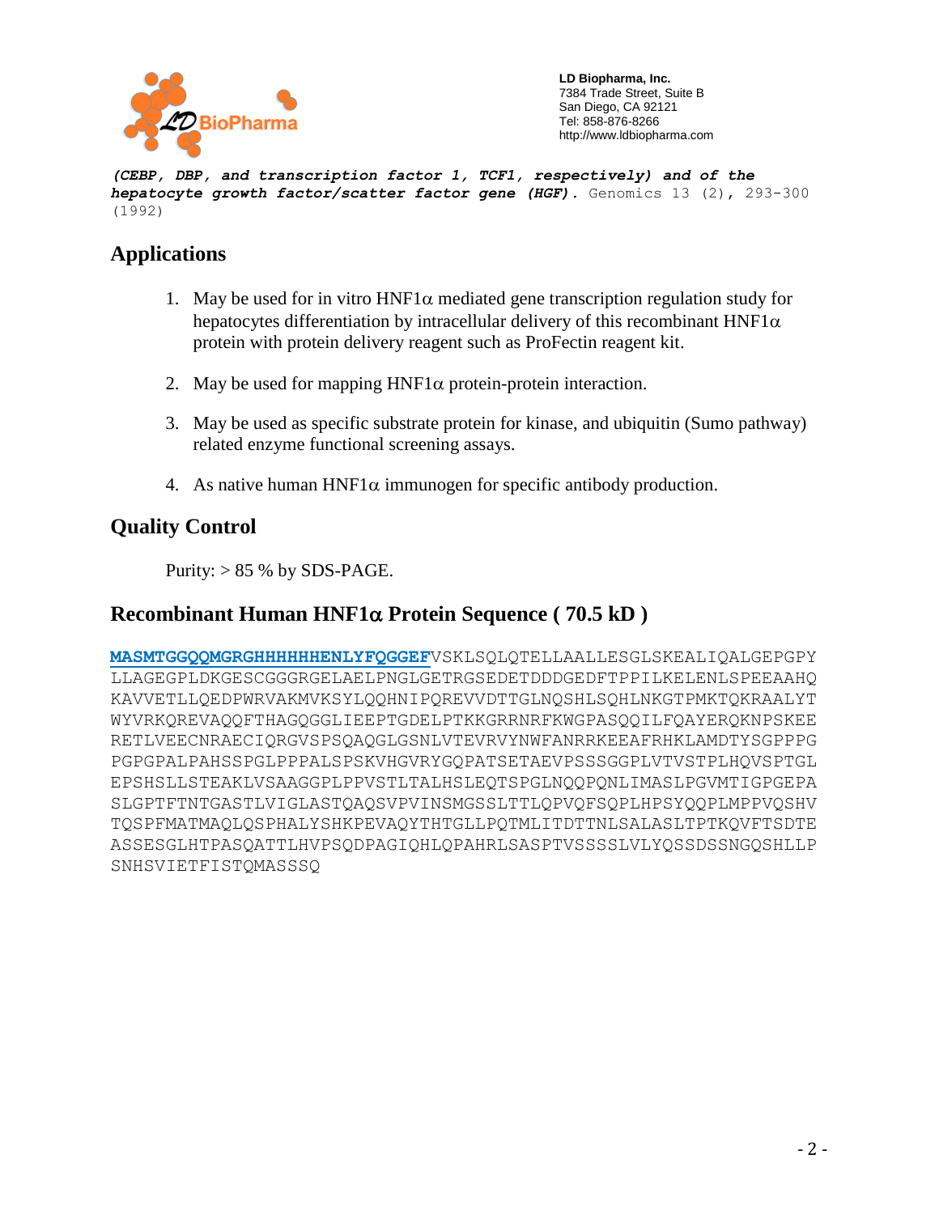**(CEBP, DBP, and transcription factor 1, TCF1, respectively) and of the hepatocyte growth factor/scatter factor gene (HGF).** Genomics 13 (2), 293-300 (1992)

## Applications

1. May be used for in vitro HNF1α mediated gene transcription regulation study for hepatocytes differentiation by intracellular delivery of this recombinant HNF1α protein with protein delivery reagent such as ProFectin reagent kit.

2. May be used for mapping HNF1α protein-protein interaction.

3. May be used as specific substrate protein for kinase, and ubiquitin (Sumo pathway) related enzyme functional screening assays.

4. As native human HNF1α immunogen for specific antibody production.

## Quality Control

Purity: > 85 % by SDS-PAGE.

## Recombinant Human HNF1α Protein Sequence ( 70.5 kD )

**MASMTGGQQMGRGHHHHHHENLYFQGGEF**VSKLSQLQTELLAALLESGLSKEALIQALGEPGPY
LLAGEGPLDKGESCGGGRGELAELPNGLGETRGSEDETDDDGEDFTPPILKELENLSPEEAAHQ
KAVVETLLQEDPWRVAKMVKSYLQQHNIPQREVVDTTGLNQSHLSQHLNKGTPMKTQKRAALYT
WYVRKQREVAQQFTHAGQGGLIEEPTGDELPTKKGRRNRFKWGPASQQILFQAYERQKNPSKEE
RETLVEECNRAECIQRGVSPSQAQGLGSNLVTEVRVYNWFANRRKEEAFRHKLAMDTYSGPPPG
PGPGPALPAHSSPGLPPPALSPSKVHGVRYGQPATSETAEVPSSSGGPLVTVSTPLHQVSPTGL
EPSHSLLSTEAKLVSAAGGPLPPVSTLTALHSLEQTSPGLNQQPQNLIMASLPGVMTIGPGEPA
SLGPTFTNTGASTLVIGLASTQAQSVPVINSMGSSLTTLQPVQFSQPLHPSYQQPLMPPVQSHV
TQSPFMATMAQLQSPHALYSHKPEVAQYTHTGLLPQTMLITDTTNLSALASLTPTKQVFTSDTE
ASSESGLHTPASQATTLHVPSQDPAGIQHLQPAHRLSASPTVSSSSLVLYQSSDSSNGQSHLLP
SNHSVIETFISTQMASSSQ